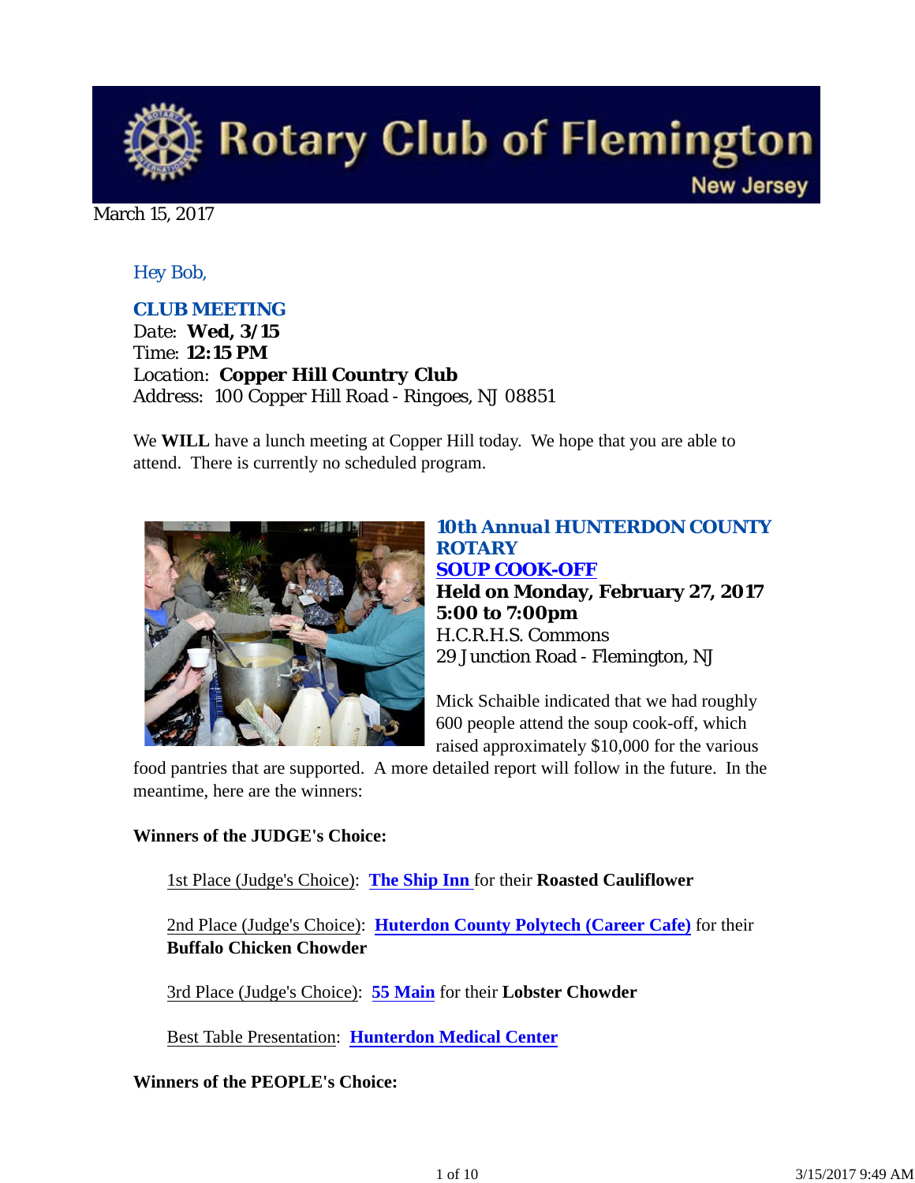# Rotary Club of Flemington New Jersey

March 15, 2017

*Hey Bob,*

**CLUB MEETING**
Date: **Wed, 3/15**
Time: **12:15 PM**
Location: **Copper Hill Country Club**
Address: 100 Copper Hill Road - Ringoes, NJ 08851

We **WILL** have a lunch meeting at Copper Hill today. We hope that you are able to attend. There is currently no scheduled program.

## 10th Annual HUNTERDON COUNTY ROTARY SOUP COOK-OFF

**Held on Monday, February 27, 2017**
**5:00 to 7:00pm**
H.C.R.H.S. Commons
29 Junction Road - Flemington, NJ

Mick Schaible indicated that we had roughly 600 people attend the soup cook-off, which raised approximately $10,000 for the various food pantries that are supported. A more detailed report will follow in the future. In the meantime, here are the winners:

**Winners of the JUDGE's Choice:**

1st Place (Judge's Choice): **The Ship Inn** for their **Roasted Cauliflower**

2nd Place (Judge's Choice): **Huterdon County Polytech (Career Cafe)** for their **Buffalo Chicken Chowder**

3rd Place (Judge's Choice): **55 Main** for their **Lobster Chowder**

Best Table Presentation: **Hunterdon Medical Center**

**Winners of the PEOPLE's Choice:**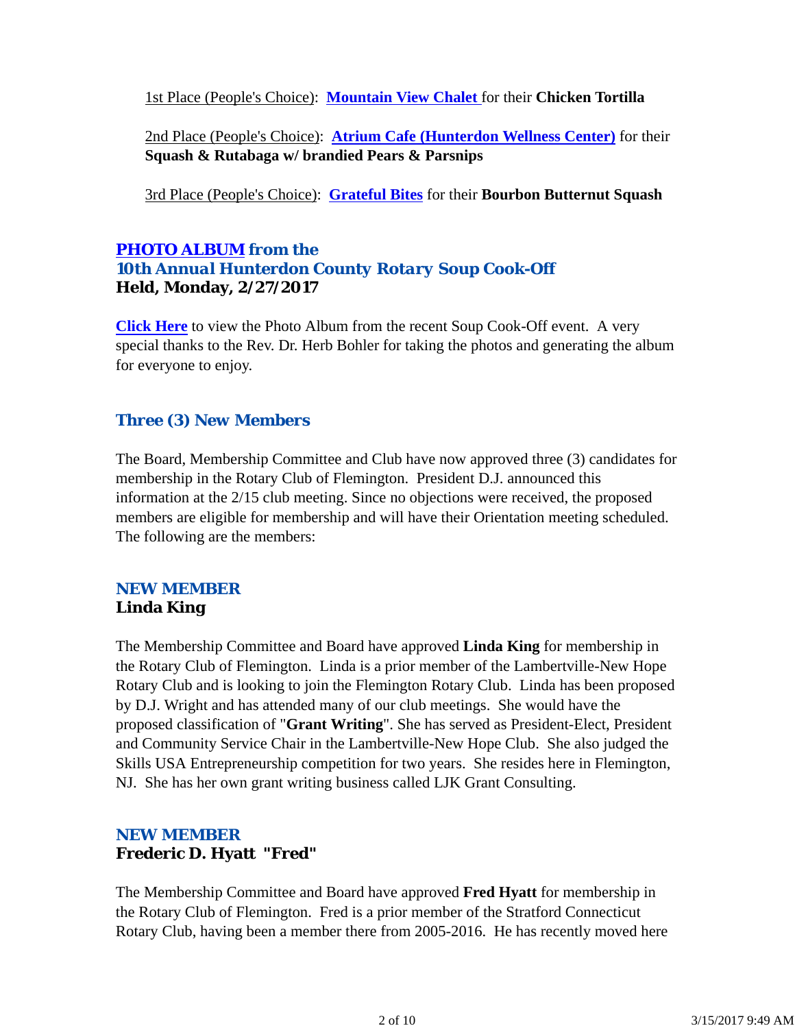1st Place (People's Choice): **Mountain View Chalet** for their **Chicken Tortilla**

2nd Place (People's Choice): **Atrium Cafe (Hunterdon Wellness Center)** for their **Squash & Rutabaga w/ brandied Pears & Parsnips**

3rd Place (People's Choice): **Grateful Bites** for their **Bourbon Butternut Squash**

### *PHOTO ALBUM from the 10th Annual Hunterdon County Rotary Soup Cook-Off*
### Held, Monday, 2/27/2017

**Click Here** to view the Photo Album from the recent Soup Cook-Off event. A very special thanks to the Rev. Dr. Herb Bohler for taking the photos and generating the album for everyone to enjoy.

### *Three (3) New Members*

The Board, Membership Committee and Club have now approved three (3) candidates for membership in the Rotary Club of Flemington. President D.J. announced this information at the 2/15 club meeting. Since no objections were received, the proposed members are eligible for membership and will have their Orientation meeting scheduled. The following are the members:

### *NEW MEMBER*
### Linda King

The Membership Committee and Board have approved **Linda King** for membership in the Rotary Club of Flemington. Linda is a prior member of the Lambertville-New Hope Rotary Club and is looking to join the Flemington Rotary Club. Linda has been proposed by D.J. Wright and has attended many of our club meetings. She would have the proposed classification of "**Grant Writing**". She has served as President-Elect, President and Community Service Chair in the Lambertville-New Hope Club. She also judged the Skills USA Entrepreneurship competition for two years. She resides here in Flemington, NJ. She has her own grant writing business called LJK Grant Consulting.

### *NEW MEMBER*
### Frederic D. Hyatt "Fred"

The Membership Committee and Board have approved **Fred Hyatt** for membership in the Rotary Club of Flemington. Fred is a prior member of the Stratford Connecticut Rotary Club, having been a member there from 2005-2016. He has recently moved here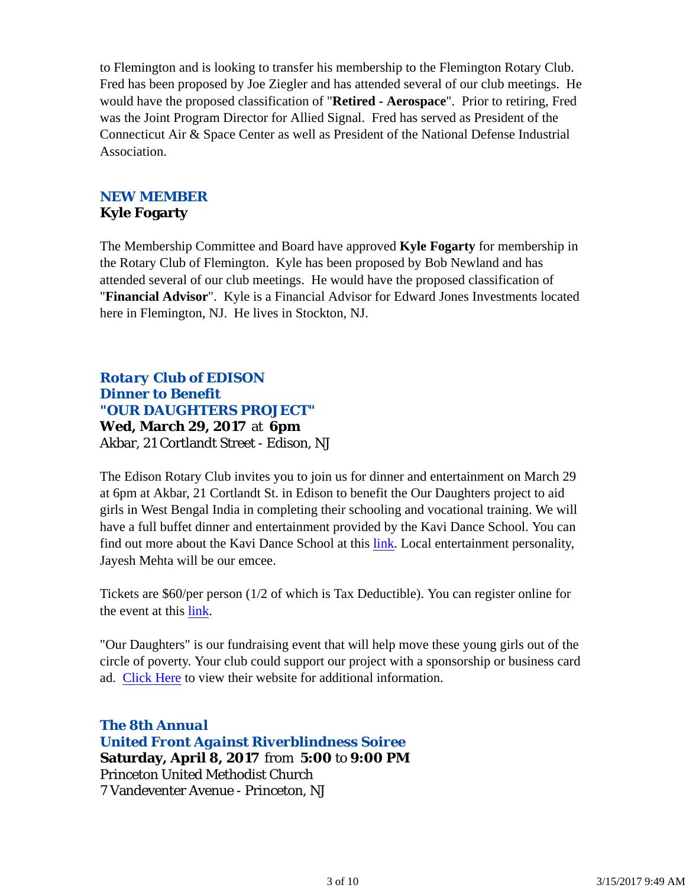to Flemington and is looking to transfer his membership to the Flemington Rotary Club. Fred has been proposed by Joe Ziegler and has attended several of our club meetings. He would have the proposed classification of "**Retired - Aerospace**". Prior to retiring, Fred was the Joint Program Director for Allied Signal. Fred has served as President of the Connecticut Air & Space Center as well as President of the National Defense Industrial Association.

### NEW MEMBER
**Kyle Fogarty**

The Membership Committee and Board have approved **Kyle Fogarty** for membership in the Rotary Club of Flemington. Kyle has been proposed by Bob Newland and has attended several of our club meetings. He would have the proposed classification of "**Financial Advisor**". Kyle is a Financial Advisor for Edward Jones Investments located here in Flemington, NJ. He lives in Stockton, NJ.

### *Rotary Club of EDISON*
### *Dinner to Benefit*
### *"OUR DAUGHTERS PROJECT"*
**Wed, March 29, 2017** at **6pm**
Akbar, 21 Cortlandt Street - Edison, NJ

The Edison Rotary Club invites you to join us for dinner and entertainment on March 29 at 6pm at Akbar, 21 Cortlandt St. in Edison to benefit the Our Daughters project to aid girls in West Bengal India in completing their schooling and vocational training. We will have a full buffet dinner and entertainment provided by the Kavi Dance School. You can find out more about the Kavi Dance School at this link. Local entertainment personality, Jayesh Mehta will be our emcee.

Tickets are $60/per person (1/2 of which is Tax Deductible). You can register online for the event at this link.

"Our Daughters" is our fundraising event that will help move these young girls out of the circle of poverty. Your club could support our project with a sponsorship or business card ad. Click Here to view their website for additional information.

### *The 8th Annual*
### *United Front Against Riverblindness Soiree*
**Saturday, April 8, 2017** from **5:00** to **9:00 PM**
Princeton United Methodist Church
7 Vandeventer Avenue - Princeton, NJ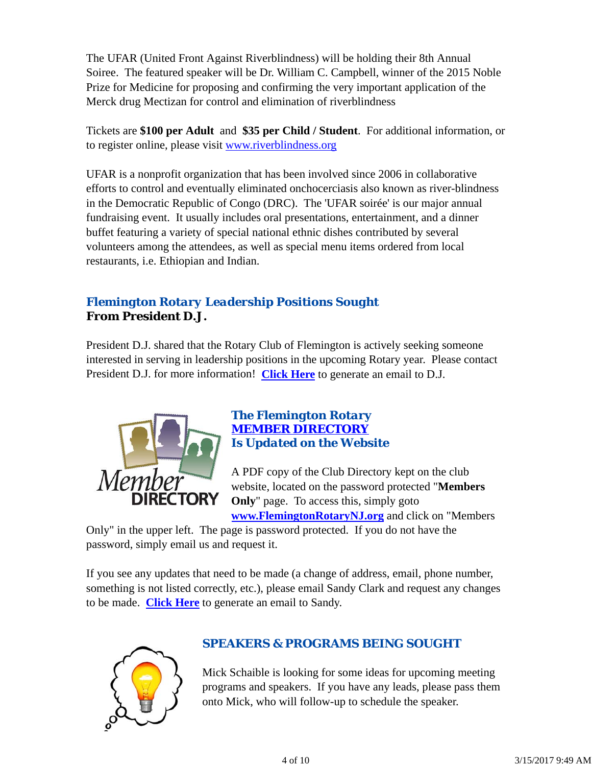The UFAR (United Front Against Riverblindness) will be holding their 8th Annual Soiree. The featured speaker will be Dr. William C. Campbell, winner of the 2015 Noble Prize for Medicine for proposing and confirming the very important application of the Merck drug Mectizan for control and elimination of riverblindness

Tickets are **$100 per Adult** and **$35 per Child / Student**. For additional information, or to register online, please visit www.riverblindness.org

UFAR is a nonprofit organization that has been involved since 2006 in collaborative efforts to control and eventually eliminated onchocerciasis also known as river-blindness in the Democratic Republic of Congo (DRC). The 'UFAR soirée' is our major annual fundraising event. It usually includes oral presentations, entertainment, and a dinner buffet featuring a variety of special national ethnic dishes contributed by several volunteers among the attendees, as well as special menu items ordered from local restaurants, i.e. Ethiopian and Indian.

## Flemington Rotary Leadership Positions Sought

**From President D.J.**

President D.J. shared that the Rotary Club of Flemington is actively seeking someone interested in serving in leadership positions in the upcoming Rotary year. Please contact President D.J. for more information! **Click Here** to generate an email to D.J.

## The Flemington Rotary MEMBER DIRECTORY Is Updated on the Website

A PDF copy of the Club Directory kept on the club website, located on the password protected "**Members Only**" page. To access this, simply goto **www.FlemingtonRotaryNJ.org** and click on "Members Only" in the upper left. The page is password protected. If you do not have the password, simply email us and request it.

If you see any updates that need to be made (a change of address, email, phone number, something is not listed correctly, etc.), please email Sandy Clark and request any changes to be made. **Click Here** to generate an email to Sandy.

## SPEAKERS & PROGRAMS BEING SOUGHT

Mick Schaible is looking for some ideas for upcoming meeting programs and speakers. If you have any leads, please pass them onto Mick, who will follow-up to schedule the speaker.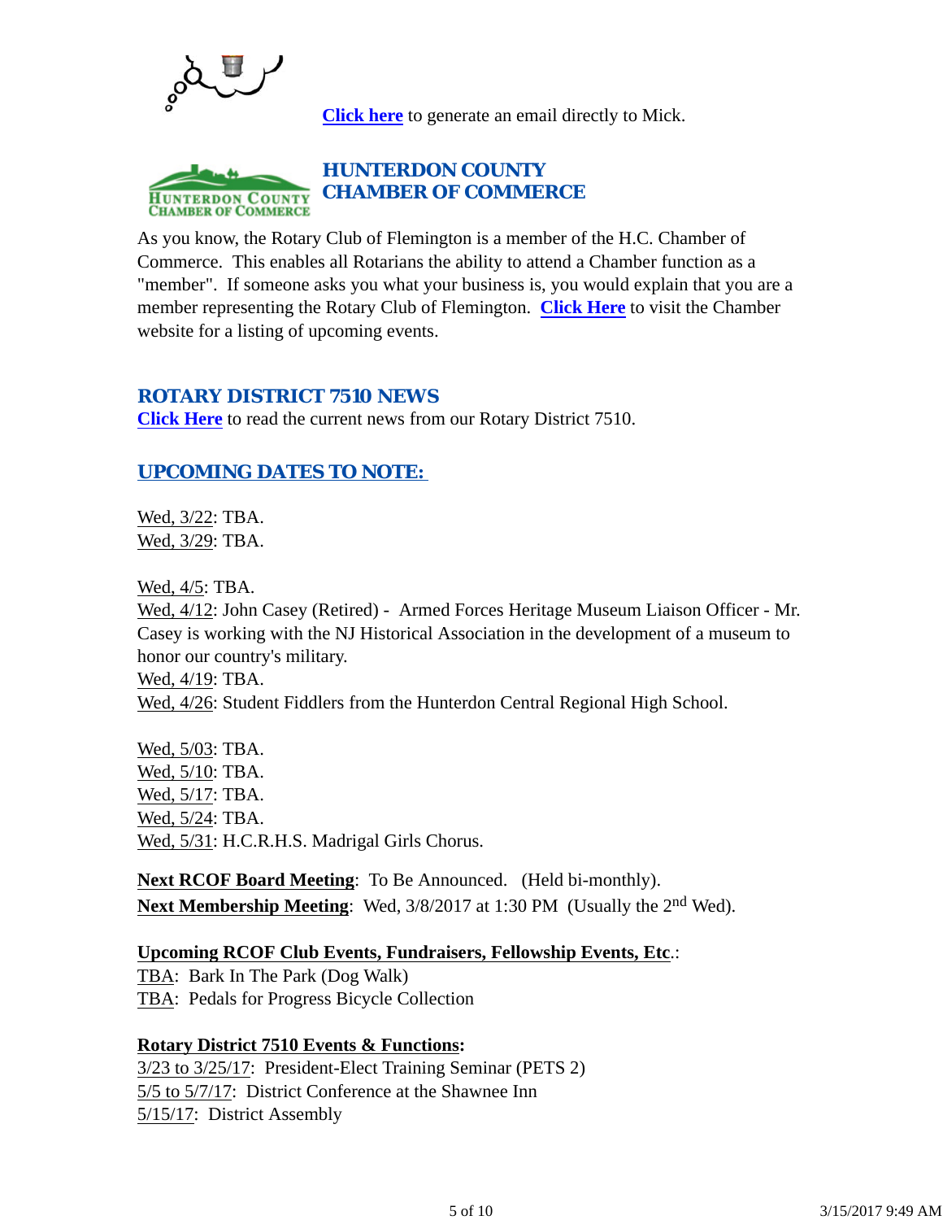**Click here** to generate an email directly to Mick.

## HUNTERDON COUNTY CHAMBER OF COMMERCE

As you know, the Rotary Club of Flemington is a member of the H.C. Chamber of Commerce. This enables all Rotarians the ability to attend a Chamber function as a "member". If someone asks you what your business is, you would explain that you are a member representing the Rotary Club of Flemington. **Click Here** to visit the Chamber website for a listing of upcoming events.

## ROTARY DISTRICT 7510 NEWS

**Click Here** to read the current news from our Rotary District 7510.

## UPCOMING DATES TO NOTE:

Wed, 3/22: TBA.
Wed, 3/29: TBA.

Wed, 4/5: TBA.
Wed, 4/12: John Casey (Retired) - Armed Forces Heritage Museum Liaison Officer - Mr. Casey is working with the NJ Historical Association in the development of a museum to honor our country's military.
Wed, 4/19: TBA.
Wed, 4/26: Student Fiddlers from the Hunterdon Central Regional High School.

Wed, 5/03: TBA.
Wed, 5/10: TBA.
Wed, 5/17: TBA.
Wed, 5/24: TBA.
Wed, 5/31: H.C.R.H.S. Madrigal Girls Chorus.

**Next RCOF Board Meeting**: To Be Announced. (Held bi-monthly).
**Next Membership Meeting**: Wed, 3/8/2017 at 1:30 PM (Usually the 2nd Wed).

**Upcoming RCOF Club Events, Fundraisers, Fellowship Events, Etc**.:
TBA: Bark In The Park (Dog Walk)
TBA: Pedals for Progress Bicycle Collection

**Rotary District 7510 Events & Functions:**
3/23 to 3/25/17: President-Elect Training Seminar (PETS 2)
5/5 to 5/7/17: District Conference at the Shawnee Inn
5/15/17: District Assembly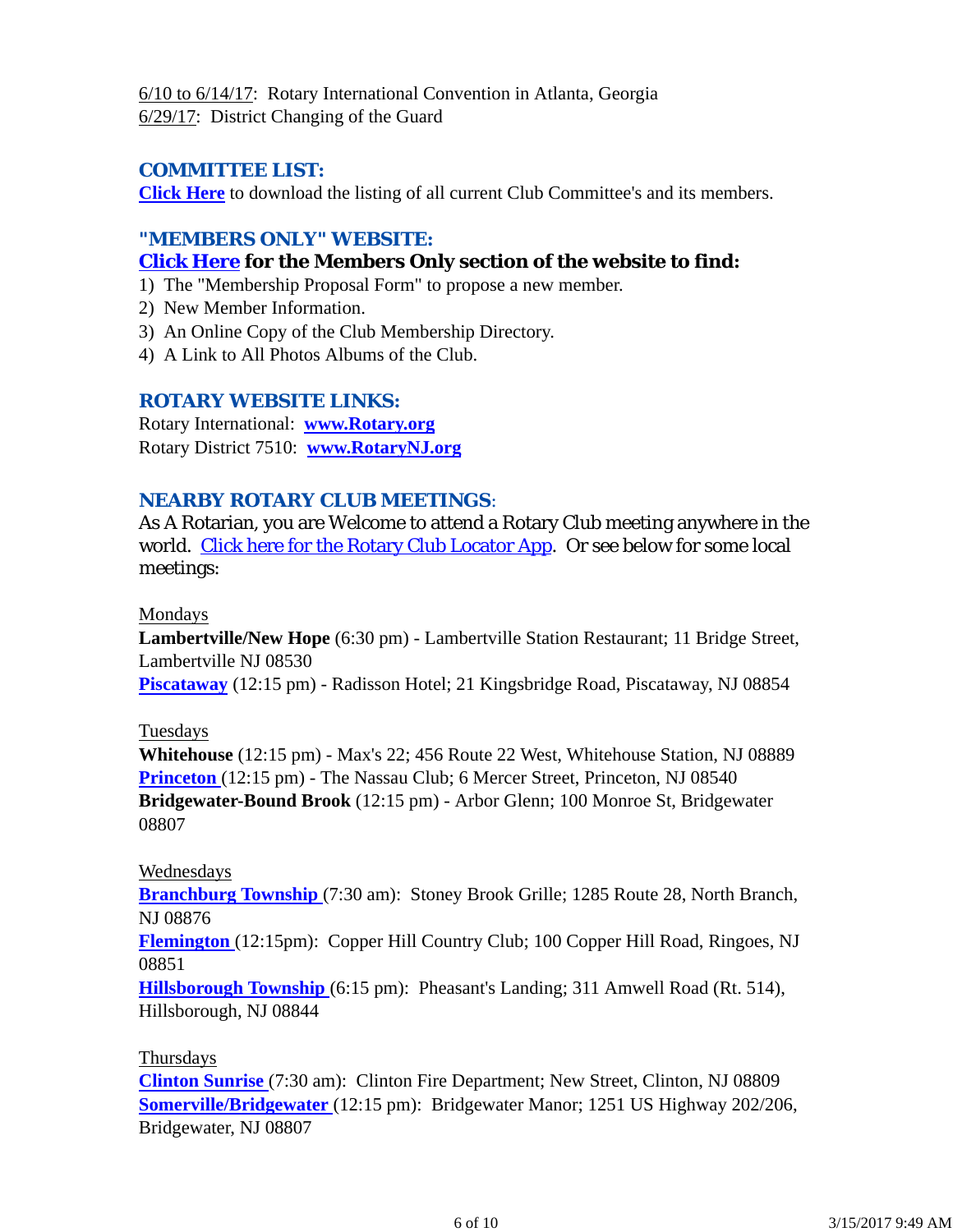6/10 to 6/14/17:  Rotary International Convention in Atlanta, Georgia
6/29/17:  District Changing of the Guard

### COMMITTEE LIST:

**Click Here** to download the listing of all current Club Committee's and its members.

### "MEMBERS ONLY" WEBSITE:

**Click Here for the Members Only section of the website to find:**

1) The "Membership Proposal Form" to propose a new member.
2) New Member Information.
3) An Online Copy of the Club Membership Directory.
4) A Link to All Photos Albums of the Club.

### ROTARY WEBSITE LINKS:

Rotary International:  **www.Rotary.org**
Rotary District 7510:  **www.RotaryNJ.org**

### NEARBY ROTARY CLUB MEETINGS:

As A Rotarian, you are Welcome to attend a Rotary Club meeting anywhere in the world.  Click here for the Rotary Club Locator App.  Or see below for some local meetings:

Mondays
**Lambertville/New Hope** (6:30 pm) - Lambertville Station Restaurant; 11 Bridge Street, Lambertville NJ 08530
**Piscataway** (12:15 pm) - Radisson Hotel; 21 Kingsbridge Road, Piscataway, NJ 08854

Tuesdays
**Whitehouse** (12:15 pm) - Max's 22; 456 Route 22 West, Whitehouse Station, NJ 08889
**Princeton** (12:15 pm) - The Nassau Club; 6 Mercer Street, Princeton, NJ 08540
**Bridgewater-Bound Brook** (12:15 pm) - Arbor Glenn; 100 Monroe St, Bridgewater 08807

Wednesdays
**Branchburg Township** (7:30 am):  Stoney Brook Grille; 1285 Route 28, North Branch, NJ 08876
**Flemington** (12:15pm):  Copper Hill Country Club; 100 Copper Hill Road, Ringoes, NJ 08851
**Hillsborough Township** (6:15 pm):  Pheasant's Landing; 311 Amwell Road (Rt. 514), Hillsborough, NJ 08844

Thursdays
**Clinton Sunrise** (7:30 am):  Clinton Fire Department; New Street, Clinton, NJ 08809
**Somerville/Bridgewater** (12:15 pm):  Bridgewater Manor; 1251 US Highway 202/206, Bridgewater, NJ 08807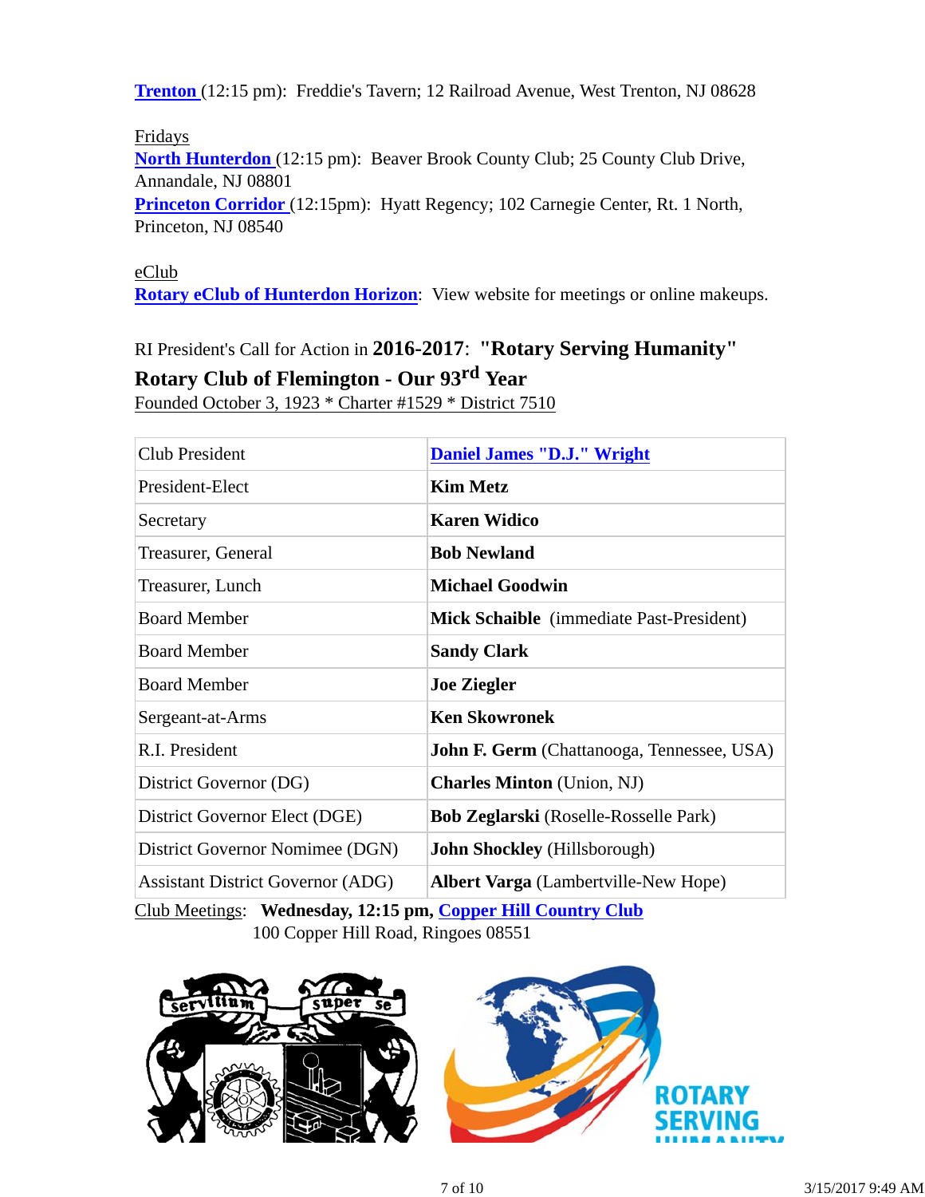**Trenton** (12:15 pm): Freddie's Tavern; 12 Railroad Avenue, West Trenton, NJ 08628

Fridays
**North Hunterdon** (12:15 pm): Beaver Brook County Club; 25 County Club Drive, Annandale, NJ 08801
**Princeton Corridor** (12:15pm): Hyatt Regency; 102 Carnegie Center, Rt. 1 North, Princeton, NJ 08540

eClub
**Rotary eClub of Hunterdon Horizon**: View website for meetings or online makeups.

RI President's Call for Action in **2016-2017**: **"Rotary Serving Humanity"**

**Rotary Club of Flemington - Our 93rd Year**

Founded October 3, 1923 * Charter #1529 * District 7510

| | |
|---|---|
| Club President | **Daniel James "D.J." Wright** |
| President-Elect | **Kim Metz** |
| Secretary | **Karen Widico** |
| Treasurer, General | **Bob Newland** |
| Treasurer, Lunch | **Michael Goodwin** |
| Board Member | **Mick Schaible** (immediate Past-President) |
| Board Member | **Sandy Clark** |
| Board Member | **Joe Ziegler** |
| Sergeant-at-Arms | **Ken Skowronek** |
| R.I. President | **John F. Germ** (Chattanooga, Tennessee, USA) |
| District Governor (DG) | **Charles Minton** (Union, NJ) |
| District Governor Elect (DGE) | **Bob Zeglarski** (Roselle-Rosselle Park) |
| District Governor Nomimee (DGN) | **John Shockley** (Hillsborough) |
| Assistant District Governor (ADG) | **Albert Varga** (Lambertville-New Hope) |

Club Meetings: **Wednesday, 12:15 pm, Copper Hill Country Club**
100 Copper Hill Road, Ringoes 08551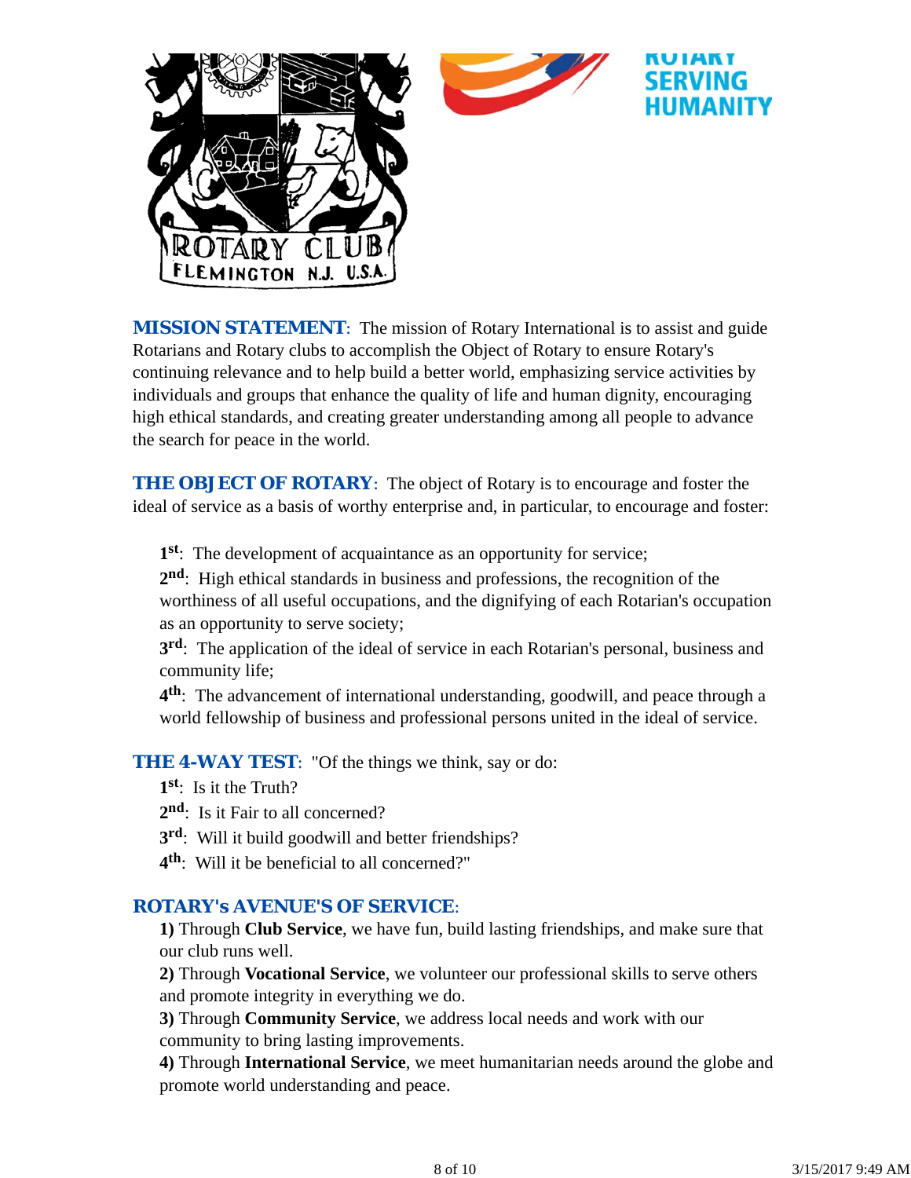ROTARY CLUB
FLEMINGTON N.J. U.S.A.

ROTARY SERVING HUMANITY

**MISSION STATEMENT**: The mission of Rotary International is to assist and guide Rotarians and Rotary clubs to accomplish the Object of Rotary to ensure Rotary's continuing relevance and to help build a better world, emphasizing service activities by individuals and groups that enhance the quality of life and human dignity, encouraging high ethical standards, and creating greater understanding among all people to advance the search for peace in the world.

**THE OBJECT OF ROTARY**: The object of Rotary is to encourage and foster the ideal of service as a basis of worthy enterprise and, in particular, to encourage and foster:

**1st**: The development of acquaintance as an opportunity for service;
**2nd**: High ethical standards in business and professions, the recognition of the worthiness of all useful occupations, and the dignifying of each Rotarian's occupation as an opportunity to serve society;
**3rd**: The application of the ideal of service in each Rotarian's personal, business and community life;
**4th**: The advancement of international understanding, goodwill, and peace through a world fellowship of business and professional persons united in the ideal of service.

**THE 4-WAY TEST**: "Of the things we think, say or do:
**1st**: Is it the Truth?
**2nd**: Is it Fair to all concerned?
**3rd**: Will it build goodwill and better friendships?
**4th**: Will it be beneficial to all concerned?"

**ROTARY's AVENUE'S OF SERVICE**:
**1)** Through **Club Service**, we have fun, build lasting friendships, and make sure that our club runs well.
**2)** Through **Vocational Service**, we volunteer our professional skills to serve others and promote integrity in everything we do.
**3)** Through **Community Service**, we address local needs and work with our community to bring lasting improvements.
**4)** Through **International Service**, we meet humanitarian needs around the globe and promote world understanding and peace.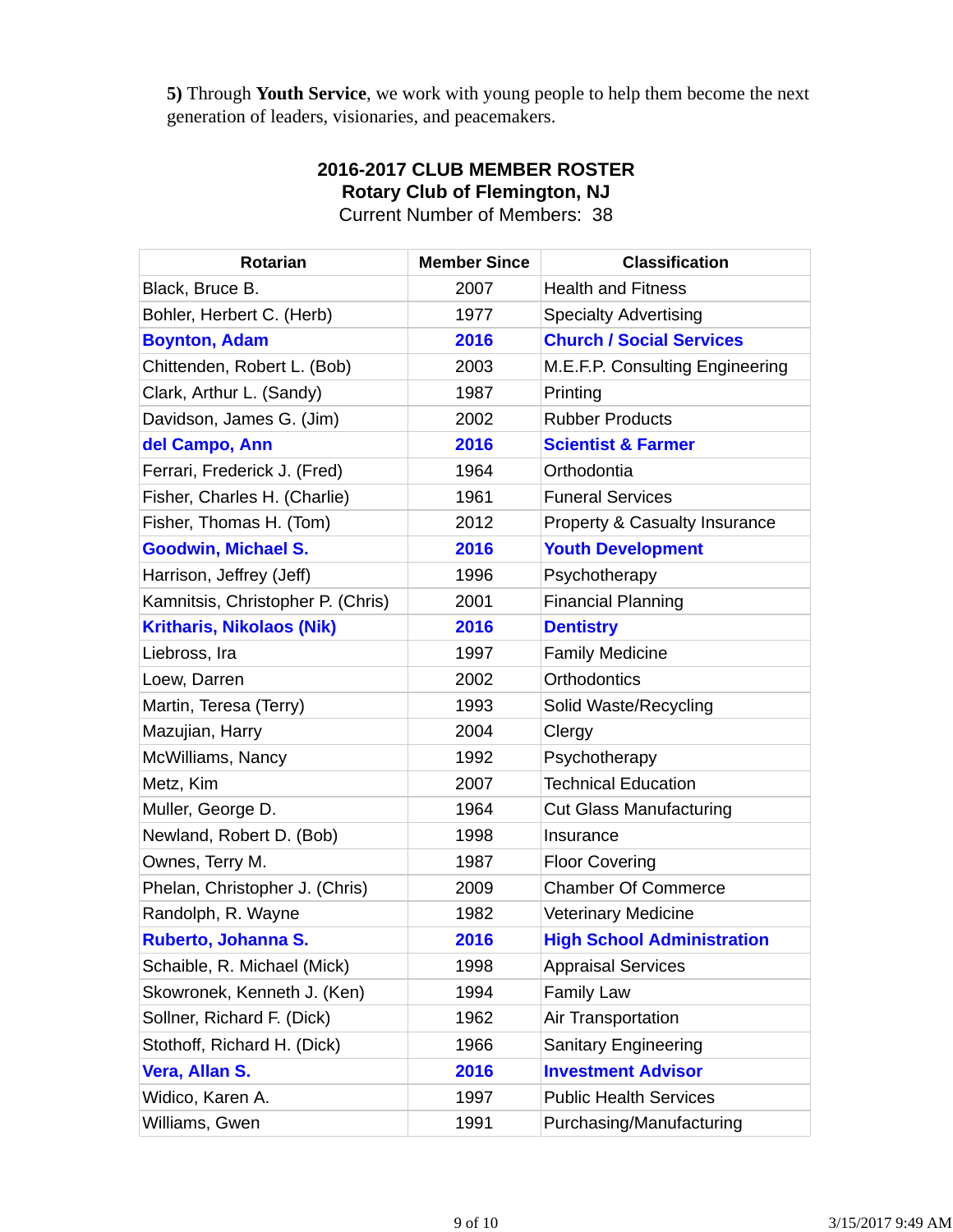**5)** Through **Youth Service**, we work with young people to help them become the next generation of leaders, visionaries, and peacemakers.

## 2016-2017 CLUB MEMBER ROSTER
## Rotary Club of Flemington, NJ

Current Number of Members: 38

| Rotarian | Member Since | Classification |
|---|---|---|
| Black, Bruce B. | 2007 | Health and Fitness |
| Bohler, Herbert C. (Herb) | 1977 | Specialty Advertising |
| **Boynton, Adam** | **2016** | **Church / Social Services** |
| Chittenden, Robert L. (Bob) | 2003 | M.E.F.P. Consulting Engineering |
| Clark, Arthur L. (Sandy) | 1987 | Printing |
| Davidson, James G. (Jim) | 2002 | Rubber Products |
| **del Campo, Ann** | **2016** | **Scientist & Farmer** |
| Ferrari, Frederick J. (Fred) | 1964 | Orthodontia |
| Fisher, Charles H. (Charlie) | 1961 | Funeral Services |
| Fisher, Thomas H. (Tom) | 2012 | Property & Casualty Insurance |
| **Goodwin, Michael S.** | **2016** | **Youth Development** |
| Harrison, Jeffrey (Jeff) | 1996 | Psychotherapy |
| Kamnitsis, Christopher P. (Chris) | 2001 | Financial Planning |
| **Kritharis, Nikolaos (Nik)** | **2016** | **Dentistry** |
| Liebross, Ira | 1997 | Family Medicine |
| Loew, Darren | 2002 | Orthodontics |
| Martin, Teresa (Terry) | 1993 | Solid Waste/Recycling |
| Mazujian, Harry | 2004 | Clergy |
| McWilliams, Nancy | 1992 | Psychotherapy |
| Metz, Kim | 2007 | Technical Education |
| Muller, George D. | 1964 | Cut Glass Manufacturing |
| Newland, Robert D. (Bob) | 1998 | Insurance |
| Ownes, Terry M. | 1987 | Floor Covering |
| Phelan, Christopher J. (Chris) | 2009 | Chamber Of Commerce |
| Randolph, R. Wayne | 1982 | Veterinary Medicine |
| **Ruberto, Johanna S.** | **2016** | **High School Administration** |
| Schaible, R. Michael (Mick) | 1998 | Appraisal Services |
| Skowronek, Kenneth J. (Ken) | 1994 | Family Law |
| Sollner, Richard F. (Dick) | 1962 | Air Transportation |
| Stothoff, Richard H. (Dick) | 1966 | Sanitary Engineering |
| **Vera, Allan S.** | **2016** | **Investment Advisor** |
| Widico, Karen A. | 1997 | Public Health Services |
| Williams, Gwen | 1991 | Purchasing/Manufacturing |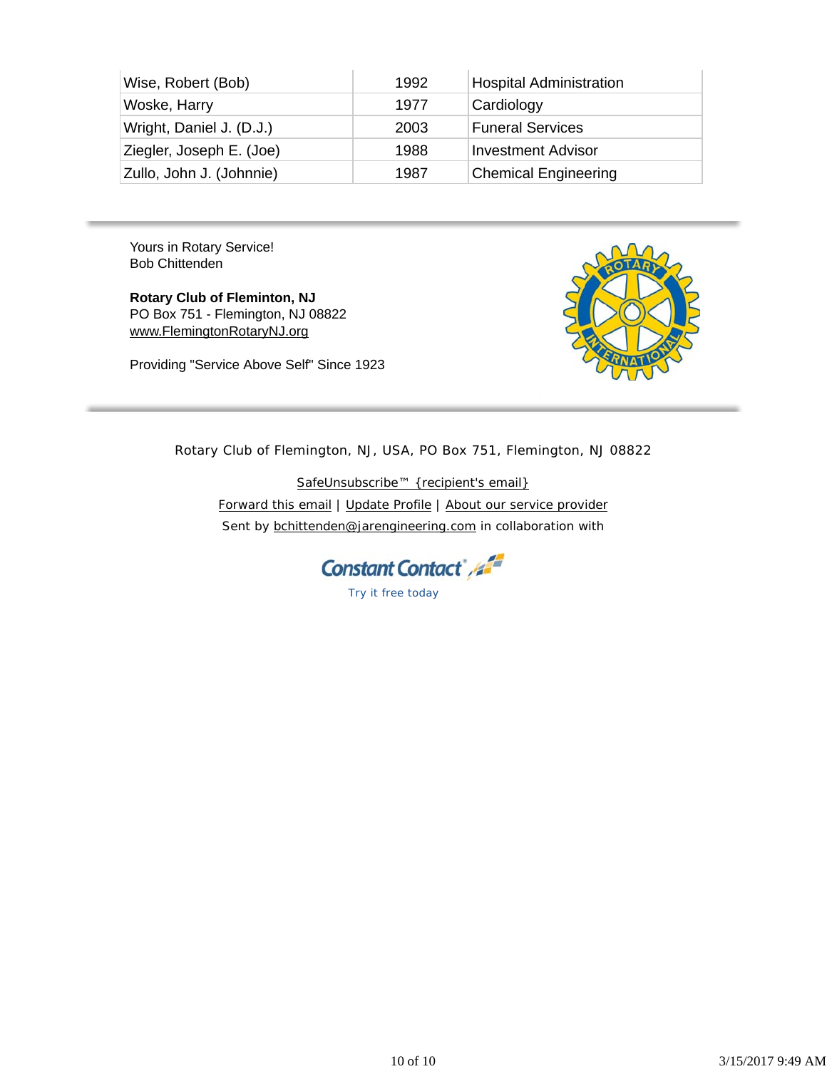| | | |
|---|---|---|
| Wise, Robert (Bob) | 1992 | Hospital Administration |
| Woske, Harry | 1977 | Cardiology |
| Wright, Daniel J. (D.J.) | 2003 | Funeral Services |
| Ziegler, Joseph E. (Joe) | 1988 | Investment Advisor |
| Zullo, John J. (Johnnie) | 1987 | Chemical Engineering |

Yours in Rotary Service!
Bob Chittenden

**Rotary Club of Fleminton, NJ**
PO Box 751 - Flemington, NJ 08822
www.FlemingtonRotaryNJ.org

Providing "Service Above Self" Since 1923

Rotary Club of Flemington, NJ, USA, PO Box 751, Flemington, NJ 08822

SafeUnsubscribe™ {recipient's email}

Forward this email | Update Profile | About our service provider

Sent by bchittenden@jarengineering.com in collaboration with

Constant Contact

Try it free today